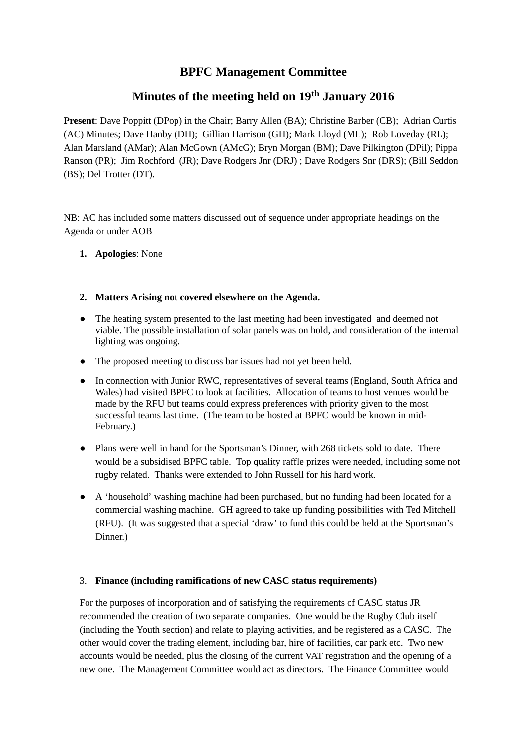# BPFC Management Committee

## Minutes of the meeting held on 19th January 2016

**Present**: Dave Poppitt (DPop) in the Chair; Barry Allen (BA); Christine Barber (CB); Adrian Curtis (AC) Minutes; Dave Hanby (DH); Gillian Harrison (GH); Mark Lloyd (ML); Rob Loveday (RL); Alan Marsland (AMar); Alan McGown (AMcG); Bryn Morgan (BM); Dave Pilkington (DPil); Pippa Ranson (PR); Jim Rochford (JR); Dave Rodgers Jnr (DRJ) ; Dave Rodgers Snr (DRS); (Bill Seddon (BS); Del Trotter (DT).

NB: AC has included some matters discussed out of sequence under appropriate headings on the Agenda or under AOB

1. **Apologies**: None

2. **Matters Arising not covered elsewhere on the Agenda.**

- The heating system presented to the last meeting had been investigated and deemed not viable. The possible installation of solar panels was on hold, and consideration of the internal lighting was ongoing.
- The proposed meeting to discuss bar issues had not yet been held.
- In connection with Junior RWC, representatives of several teams (England, South Africa and Wales) had visited BPFC to look at facilities. Allocation of teams to host venues would be made by the RFU but teams could express preferences with priority given to the most successful teams last time. (The team to be hosted at BPFC would be known in mid-February.)
- Plans were well in hand for the Sportsman's Dinner, with 268 tickets sold to date. There would be a subsidised BPFC table. Top quality raffle prizes were needed, including some not rugby related. Thanks were extended to John Russell for his hard work.
- A 'household' washing machine had been purchased, but no funding had been located for a commercial washing machine. GH agreed to take up funding possibilities with Ted Mitchell (RFU). (It was suggested that a special 'draw' to fund this could be held at the Sportsman's Dinner.)

3. **Finance (including ramifications of new CASC status requirements)**

For the purposes of incorporation and of satisfying the requirements of CASC status JR recommended the creation of two separate companies. One would be the Rugby Club itself (including the Youth section) and relate to playing activities, and be registered as a CASC. The other would cover the trading element, including bar, hire of facilities, car park etc. Two new accounts would be needed, plus the closing of the current VAT registration and the opening of a new one. The Management Committee would act as directors. The Finance Committee would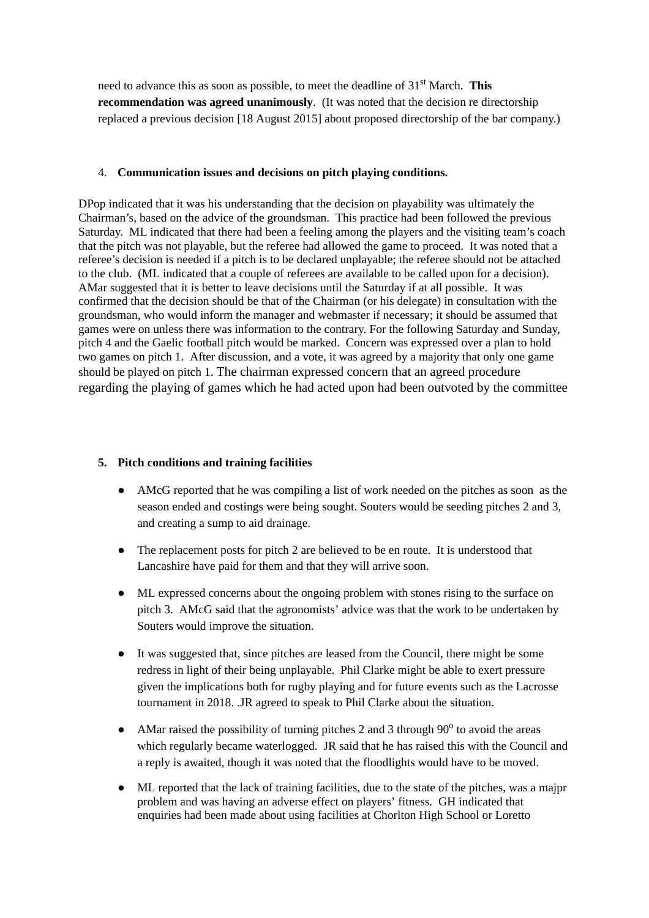need to advance this as soon as possible, to meet the deadline of 31st March. **This recommendation was agreed unanimously**. (It was noted that the decision re directorship replaced a previous decision [18 August 2015] about proposed directorship of the bar company.)

4. **Communication issues and decisions on pitch playing conditions.**

DPop indicated that it was his understanding that the decision on playability was ultimately the Chairman's, based on the advice of the groundsman. This practice had been followed the previous Saturday. ML indicated that there had been a feeling among the players and the visiting team's coach that the pitch was not playable, but the referee had allowed the game to proceed. It was noted that a referee's decision is needed if a pitch is to be declared unplayable; the referee should not be attached to the club. (ML indicated that a couple of referees are available to be called upon for a decision). AMar suggested that it is better to leave decisions until the Saturday if at all possible. It was confirmed that the decision should be that of the Chairman (or his delegate) in consultation with the groundsman, who would inform the manager and webmaster if necessary; it should be assumed that games were on unless there was information to the contrary. For the following Saturday and Sunday, pitch 4 and the Gaelic football pitch would be marked. Concern was expressed over a plan to hold two games on pitch 1. After discussion, and a vote, it was agreed by a majority that only one game should be played on pitch 1. The chairman expressed concern that an agreed procedure regarding the playing of games which he had acted upon had been outvoted by the committee

5. **Pitch conditions and training facilities**

- AMcG reported that he was compiling a list of work needed on the pitches as soon as the season ended and costings were being sought. Souters would be seeding pitches 2 and 3, and creating a sump to aid drainage.
- The replacement posts for pitch 2 are believed to be en route. It is understood that Lancashire have paid for them and that they will arrive soon.
- ML expressed concerns about the ongoing problem with stones rising to the surface on pitch 3. AMcG said that the agronomists' advice was that the work to be undertaken by Souters would improve the situation.
- It was suggested that, since pitches are leased from the Council, there might be some redress in light of their being unplayable. Phil Clarke might be able to exert pressure given the implications both for rugby playing and for future events such as the Lacrosse tournament in 2018. .JR agreed to speak to Phil Clarke about the situation.
- AMar raised the possibility of turning pitches 2 and 3 through $90^{o}$ to avoid the areas which regularly became waterlogged. JR said that he has raised this with the Council and a reply is awaited, though it was noted that the floodlights would have to be moved.
- ML reported that the lack of training facilities, due to the state of the pitches, was a majpr problem and was having an adverse effect on players' fitness. GH indicated that enquiries had been made about using facilities at Chorlton High School or Loretto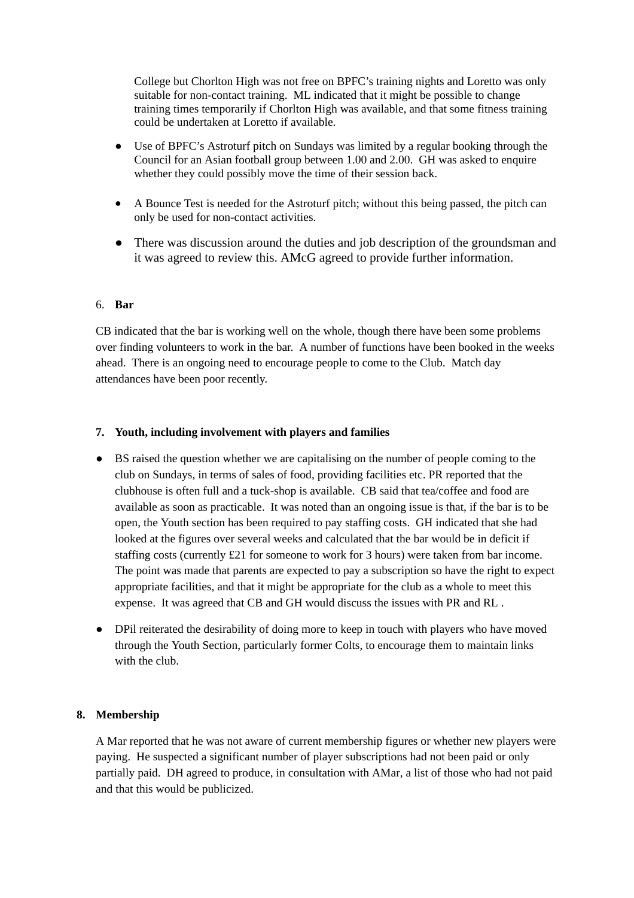College but Chorlton High was not free on BPFC's training nights and Loretto was only suitable for non-contact training. ML indicated that it might be possible to change training times temporarily if Chorlton High was available, and that some fitness training could be undertaken at Loretto if available.

- Use of BPFC's Astroturf pitch on Sundays was limited by a regular booking through the Council for an Asian football group between 1.00 and 2.00. GH was asked to enquire whether they could possibly move the time of their session back.
- A Bounce Test is needed for the Astroturf pitch; without this being passed, the pitch can only be used for non-contact activities.
- There was discussion around the duties and job description of the groundsman and it was agreed to review this. AMcG agreed to provide further information.

6. **Bar**

CB indicated that the bar is working well on the whole, though there have been some problems over finding volunteers to work in the bar. A number of functions have been booked in the weeks ahead. There is an ongoing need to encourage people to come to the Club. Match day attendances have been poor recently.

**7. Youth, including involvement with players and families**

- BS raised the question whether we are capitalising on the number of people coming to the club on Sundays, in terms of sales of food, providing facilities etc. PR reported that the clubhouse is often full and a tuck-shop is available. CB said that tea/coffee and food are available as soon as practicable. It was noted than an ongoing issue is that, if the bar is to be open, the Youth section has been required to pay staffing costs. GH indicated that she had looked at the figures over several weeks and calculated that the bar would be in deficit if staffing costs (currently £21 for someone to work for 3 hours) were taken from bar income. The point was made that parents are expected to pay a subscription so have the right to expect appropriate facilities, and that it might be appropriate for the club as a whole to meet this expense. It was agreed that CB and GH would discuss the issues with PR and RL .
- DPil reiterated the desirability of doing more to keep in touch with players who have moved through the Youth Section, particularly former Colts, to encourage them to maintain links with the club.

**8. Membership**

A Mar reported that he was not aware of current membership figures or whether new players were paying. He suspected a significant number of player subscriptions had not been paid or only partially paid. DH agreed to produce, in consultation with AMar, a list of those who had not paid and that this would be publicized.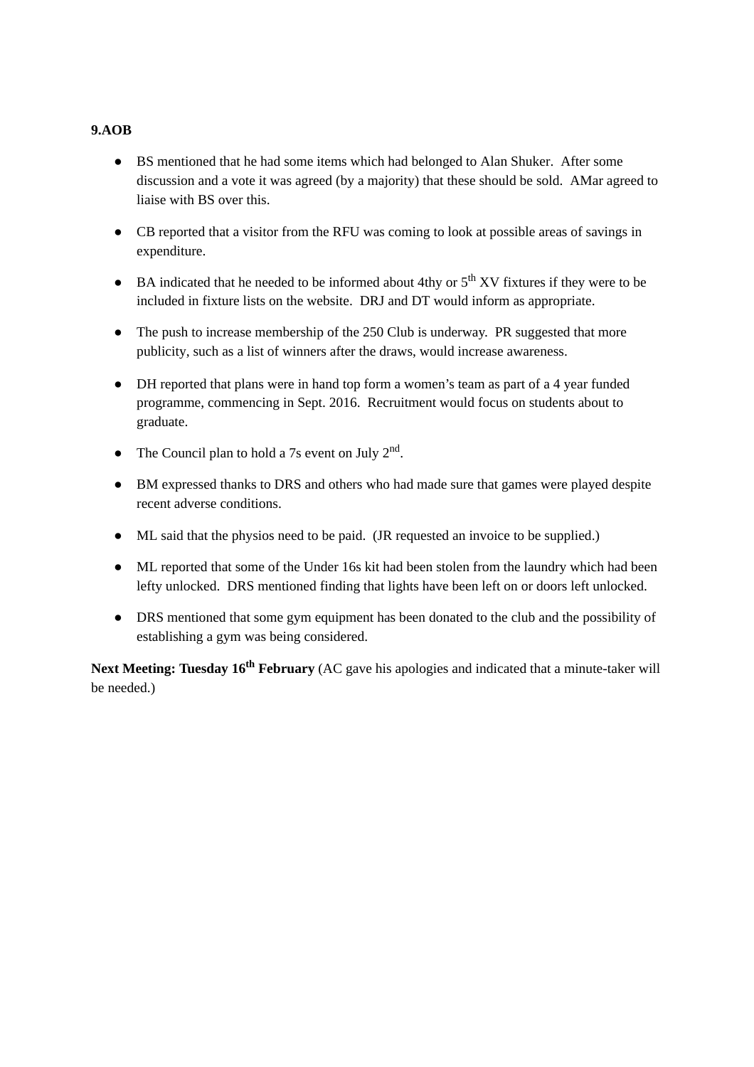**9.AOB**

- BS mentioned that he had some items which had belonged to Alan Shuker. After some discussion and a vote it was agreed (by a majority) that these should be sold. AMar agreed to liaise with BS over this.
- CB reported that a visitor from the RFU was coming to look at possible areas of savings in expenditure.
- BA indicated that he needed to be informed about 4thy or 5th XV fixtures if they were to be included in fixture lists on the website. DRJ and DT would inform as appropriate.
- The push to increase membership of the 250 Club is underway. PR suggested that more publicity, such as a list of winners after the draws, would increase awareness.
- DH reported that plans were in hand top form a women's team as part of a 4 year funded programme, commencing in Sept. 2016. Recruitment would focus on students about to graduate.
- The Council plan to hold a 7s event on July 2nd.
- BM expressed thanks to DRS and others who had made sure that games were played despite recent adverse conditions.
- ML said that the physios need to be paid. (JR requested an invoice to be supplied.)
- ML reported that some of the Under 16s kit had been stolen from the laundry which had been lefty unlocked. DRS mentioned finding that lights have been left on or doors left unlocked.
- DRS mentioned that some gym equipment has been donated to the club and the possibility of establishing a gym was being considered.

**Next Meeting: Tuesday 16th February** (AC gave his apologies and indicated that a minute-taker will be needed.)